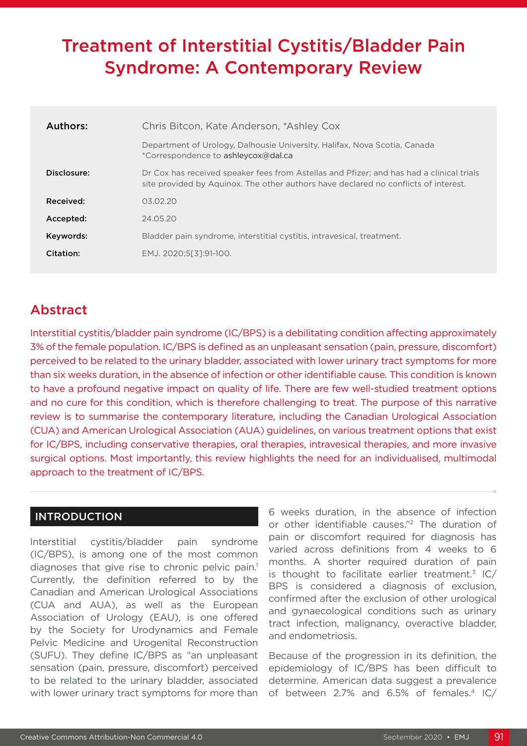# Treatment of Interstitial Cystitis/Bladder Pain Syndrome: A Contemporary Review

| | |
|---|---|
| **Authors:** | Chris Bitcon, Kate Anderson, *Ashley Cox |
| | Department of Urology, Dalhousie University, Halifax, Nova Scotia, Canada<br>*Correspondence to ashleycox@dal.ca |
| **Disclosure:** | Dr Cox has received speaker fees from Astellas and Pfizer; and has had a clinical trials site provided by Aquinox. The other authors have declared no conflicts of interest. |
| **Received:** | 03.02.20 |
| **Accepted:** | 24.05.20 |
| **Keywords:** | Bladder pain syndrome, interstitial cystitis, intravesical, treatment. |
| **Citation:** | EMJ. 2020;5[3]:91-100. |

## Abstract

Interstitial cystitis/bladder pain syndrome (IC/BPS) is a debilitating condition affecting approximately 3% of the female population. IC/BPS is defined as an unpleasant sensation (pain, pressure, discomfort) perceived to be related to the urinary bladder, associated with lower urinary tract symptoms for more than six weeks duration, in the absence of infection or other identifiable cause. This condition is known to have a profound negative impact on quality of life. There are few well-studied treatment options and no cure for this condition, which is therefore challenging to treat. The purpose of this narrative review is to summarise the contemporary literature, including the Canadian Urological Association (CUA) and American Urological Association (AUA) guidelines, on various treatment options that exist for IC/BPS, including conservative therapies, oral therapies, intravesical therapies, and more invasive surgical options. Most importantly, this review highlights the need for an individualised, multimodal approach to the treatment of IC/BPS.

## INTRODUCTION

Interstitial cystitis/bladder pain syndrome (IC/BPS), is among one of the most common diagnoses that give rise to chronic pelvic pain.[1] Currently, the definition referred to by the Canadian and American Urological Associations (CUA and AUA), as well as the European Association of Urology (EAU), is one offered by the Society for Urodynamics and Female Pelvic Medicine and Urogenital Reconstruction (SUFU). They define IC/BPS as "an unpleasant sensation (pain, pressure, discomfort) perceived to be related to the urinary bladder, associated with lower urinary tract symptoms for more than 6 weeks duration, in the absence of infection or other identifiable causes."[2] The duration of pain or discomfort required for diagnosis has varied across definitions from 4 weeks to 6 months. A shorter required duration of pain is thought to facilitate earlier treatment.[3] IC/BPS is considered a diagnosis of exclusion, confirmed after the exclusion of other urological and gynaecological conditions such as urinary tract infection, malignancy, overactive bladder, and endometriosis.

Because of the progression in its definition, the epidemiology of IC/BPS has been difficult to determine. American data suggest a prevalence of between 2.7% and 6.5% of females.[4] IC/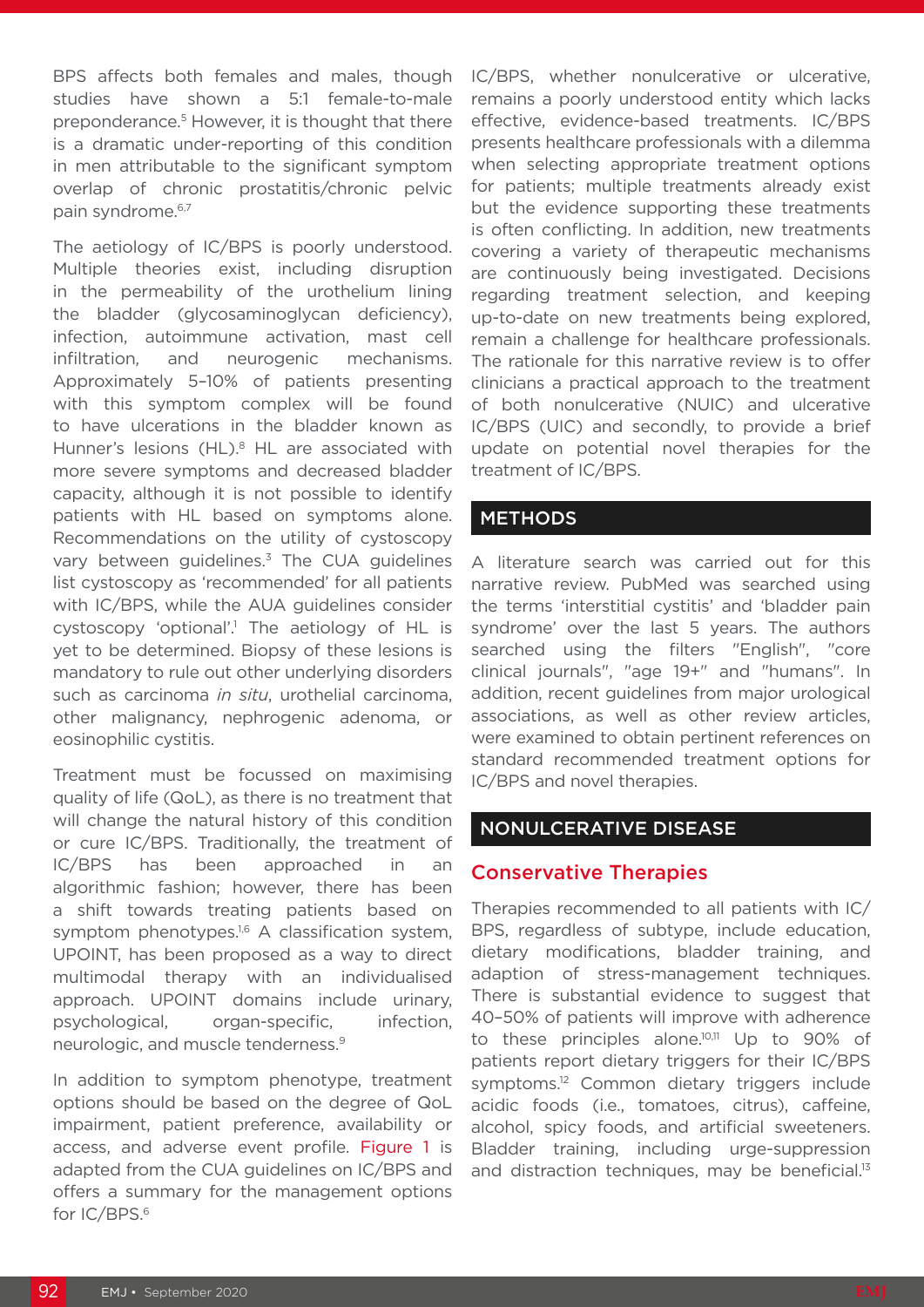BPS affects both females and males, though studies have shown a 5:1 female-to-male preponderance.[5] However, it is thought that there is a dramatic under-reporting of this condition in men attributable to the significant symptom overlap of chronic prostatitis/chronic pelvic pain syndrome.[6,7]

The aetiology of IC/BPS is poorly understood. Multiple theories exist, including disruption in the permeability of the urothelium lining the bladder (glycosaminoglycan deficiency), infection, autoimmune activation, mast cell infiltration, and neurogenic mechanisms. Approximately 5–10% of patients presenting with this symptom complex will be found to have ulcerations in the bladder known as Hunner's lesions (HL).[8] HL are associated with more severe symptoms and decreased bladder capacity, although it is not possible to identify patients with HL based on symptoms alone. Recommendations on the utility of cystoscopy vary between guidelines.[3] The CUA guidelines list cystoscopy as 'recommended' for all patients with IC/BPS, while the AUA guidelines consider cystoscopy 'optional'.[1] The aetiology of HL is yet to be determined. Biopsy of these lesions is mandatory to rule out other underlying disorders such as carcinoma *in situ*, urothelial carcinoma, other malignancy, nephrogenic adenoma, or eosinophilic cystitis.

Treatment must be focussed on maximising quality of life (QoL), as there is no treatment that will change the natural history of this condition or cure IC/BPS. Traditionally, the treatment of IC/BPS has been approached in an algorithmic fashion; however, there has been a shift towards treating patients based on symptom phenotypes.[1,6] A classification system, UPOINT, has been proposed as a way to direct multimodal therapy with an individualised approach. UPOINT domains include urinary, psychological, organ-specific, infection, neurologic, and muscle tenderness.[9]

In addition to symptom phenotype, treatment options should be based on the degree of QoL impairment, patient preference, availability or access, and adverse event profile. Figure 1 is adapted from the CUA guidelines on IC/BPS and offers a summary for the management options for IC/BPS.[6]

IC/BPS, whether nonulcerative or ulcerative, remains a poorly understood entity which lacks effective, evidence-based treatments. IC/BPS presents healthcare professionals with a dilemma when selecting appropriate treatment options for patients; multiple treatments already exist but the evidence supporting these treatments is often conflicting. In addition, new treatments covering a variety of therapeutic mechanisms are continuously being investigated. Decisions regarding treatment selection, and keeping up-to-date on new treatments being explored, remain a challenge for healthcare professionals. The rationale for this narrative review is to offer clinicians a practical approach to the treatment of both nonulcerative (NUIC) and ulcerative IC/BPS (UIC) and secondly, to provide a brief update on potential novel therapies for the treatment of IC/BPS.

## METHODS

A literature search was carried out for this narrative review. PubMed was searched using the terms 'interstitial cystitis' and 'bladder pain syndrome' over the last 5 years. The authors searched using the filters "English", "core clinical journals", "age 19+" and "humans". In addition, recent guidelines from major urological associations, as well as other review articles, were examined to obtain pertinent references on standard recommended treatment options for IC/BPS and novel therapies.

## NONULCERATIVE DISEASE

### Conservative Therapies

Therapies recommended to all patients with IC/BPS, regardless of subtype, include education, dietary modifications, bladder training, and adaption of stress-management techniques. There is substantial evidence to suggest that 40–50% of patients will improve with adherence to these principles alone.[10,11] Up to 90% of patients report dietary triggers for their IC/BPS symptoms.[12] Common dietary triggers include acidic foods (i.e., tomatoes, citrus), caffeine, alcohol, spicy foods, and artificial sweeteners. Bladder training, including urge-suppression and distraction techniques, may be beneficial.[13]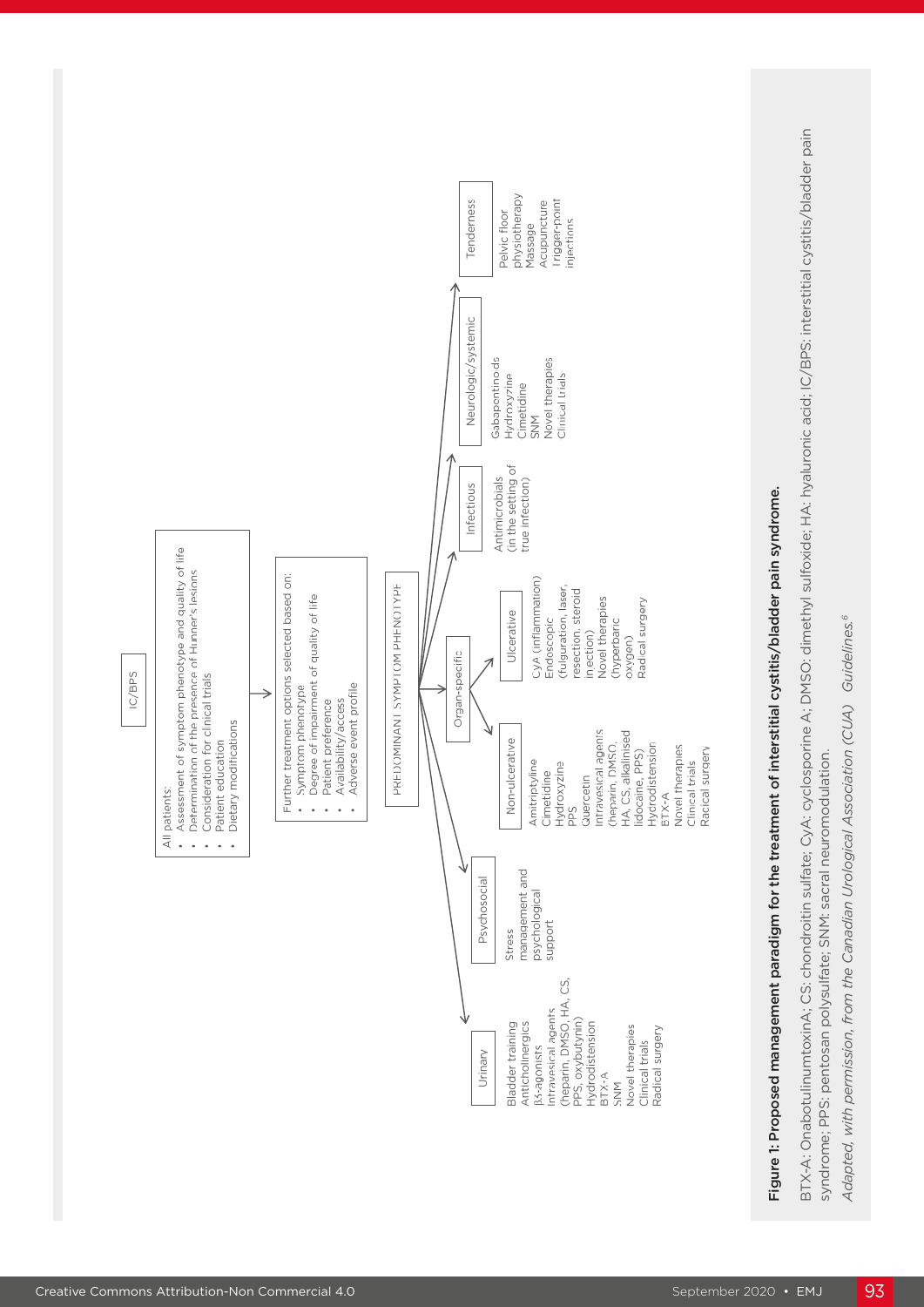IC/BPS

All patients:
- Assessment of symptom phenotype and quality of life
- Determination of the presence of Hunner's lesions
- Consideration for clinical trials
- Patient education
- Dietary modifications

Further treatment options selected based on:
- Symptom phenotype
- Degree of impairment of quality of life
- Patient preference
- Availability/access
- Adverse event profile

PREDOMINANT SYMPTOM PHENOTYPE

**Urinary**
Bladder training
Anticholinergics
β3-agonists
Intravesical agents (heparin, DMSO, HA, CS, PPS, oxybutynin)
Hydrodistension
BTX-A
SNM
Novel therapies
Clinical trials
Radical surgery

**Psychosocial**
Stress management and psychological support

**Organ-specific**

*Non-ulcerative*
Amitriptyline
Cimetidine
Hydroxyzine
PPS
Quercetin
Intravesical agents (heparin, DMSO, HA, CS, alkalinised lidocaine, PPS)
Hydrodistension
BTX-A
Novel therapies
Clinical trials
Radical surgery

*Ulcerative*
CyA (inflammation)
Endoscopic (fulguration, laser, resection, steroid injection)
Novel therapies (hyperbaric oxygen)
Radical surgery

**Infectious**
Antimicrobials (in the setting of true infection)

**Neurologic/systemic**
Gabapentinoids
Hydroxyzine
Cimetidine
SNM
Novel therapies
Clinical trials

**Tenderness**
Pelvic floor physiotherapy
Massage
Acupuncture
Trigger-point injections

**Figure 1: Proposed management paradigm for the treatment of interstitial cystitis/bladder pain syndrome.**

BTX-A: OnabotulinumtoxinA; CS: chondroitin sulfate; CyA: cyclosporine A; DMSO: dimethyl sulfoxide; HA: hyaluronic acid; IC/BPS: interstitial cystitis/bladder pain syndrome; PPS: pentosan polysulfate; SNM: sacral neuromodulation.

*Adapted, with permission, from the Canadian Urological Association (CUA) Guidelines.*[6]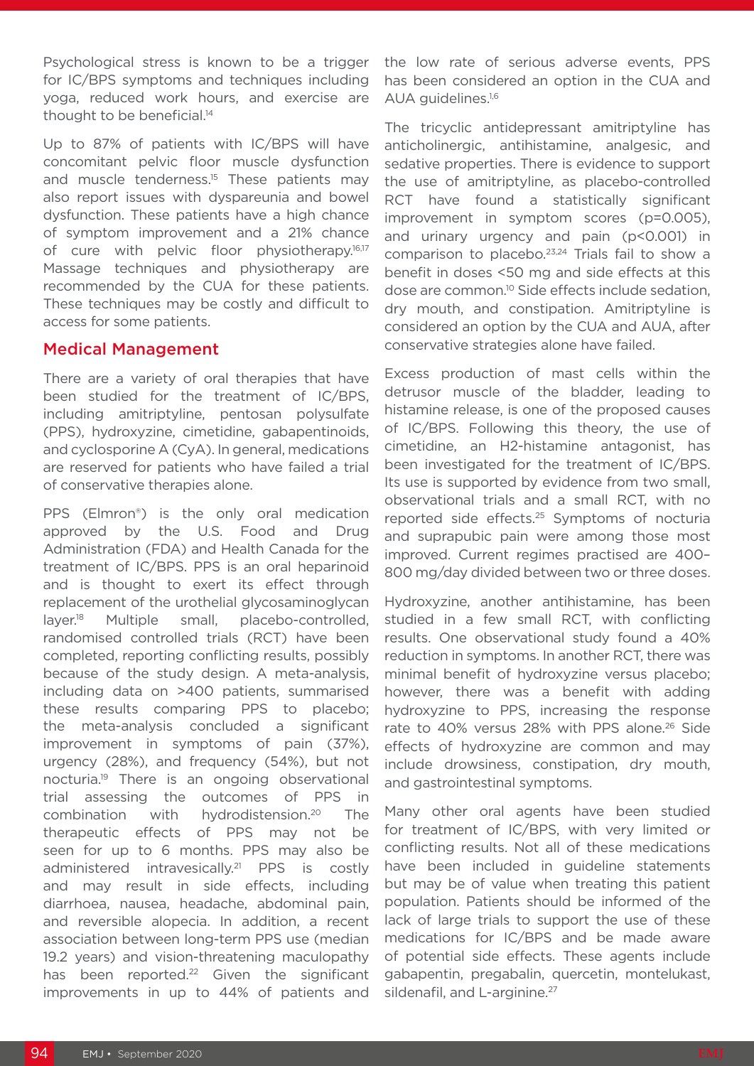Psychological stress is known to be a trigger for IC/BPS symptoms and techniques including yoga, reduced work hours, and exercise are thought to be beneficial.[14]

Up to 87% of patients with IC/BPS will have concomitant pelvic floor muscle dysfunction and muscle tenderness.[15] These patients may also report issues with dyspareunia and bowel dysfunction. These patients have a high chance of symptom improvement and a 21% chance of cure with pelvic floor physiotherapy.[16,17] Massage techniques and physiotherapy are recommended by the CUA for these patients. These techniques may be costly and difficult to access for some patients.

## Medical Management

There are a variety of oral therapies that have been studied for the treatment of IC/BPS, including amitriptyline, pentosan polysulfate (PPS), hydroxyzine, cimetidine, gabapentinoids, and cyclosporine A (CyA). In general, medications are reserved for patients who have failed a trial of conservative therapies alone.

PPS (Elmron®) is the only oral medication approved by the U.S. Food and Drug Administration (FDA) and Health Canada for the treatment of IC/BPS. PPS is an oral heparinoid and is thought to exert its effect through replacement of the urothelial glycosaminoglycan layer.[18] Multiple small, placebo-controlled, randomised controlled trials (RCT) have been completed, reporting conflicting results, possibly because of the study design. A meta-analysis, including data on >400 patients, summarised these results comparing PPS to placebo; the meta-analysis concluded a significant improvement in symptoms of pain (37%), urgency (28%), and frequency (54%), but not nocturia.[19] There is an ongoing observational trial assessing the outcomes of PPS in combination with hydrodistension.[20] The therapeutic effects of PPS may not be seen for up to 6 months. PPS may also be administered intravesically.[21] PPS is costly and may result in side effects, including diarrhoea, nausea, headache, abdominal pain, and reversible alopecia. In addition, a recent association between long-term PPS use (median 19.2 years) and vision-threatening maculopathy has been reported.[22] Given the significant improvements in up to 44% of patients and the low rate of serious adverse events, PPS has been considered an option in the CUA and AUA guidelines.[1,6]

The tricyclic antidepressant amitriptyline has anticholinergic, antihistamine, analgesic, and sedative properties. There is evidence to support the use of amitriptyline, as placebo-controlled RCT have found a statistically significant improvement in symptom scores ($p=0.005$), and urinary urgency and pain ($p<0.001$) in comparison to placebo.[23,24] Trials fail to show a benefit in doses <50 mg and side effects at this dose are common.[10] Side effects include sedation, dry mouth, and constipation. Amitriptyline is considered an option by the CUA and AUA, after conservative strategies alone have failed.

Excess production of mast cells within the detrusor muscle of the bladder, leading to histamine release, is one of the proposed causes of IC/BPS. Following this theory, the use of cimetidine, an H2-histamine antagonist, has been investigated for the treatment of IC/BPS. Its use is supported by evidence from two small, observational trials and a small RCT, with no reported side effects.[25] Symptoms of nocturia and suprapubic pain were among those most improved. Current regimes practised are 400–800 mg/day divided between two or three doses.

Hydroxyzine, another antihistamine, has been studied in a few small RCT, with conflicting results. One observational study found a 40% reduction in symptoms. In another RCT, there was minimal benefit of hydroxyzine versus placebo; however, there was a benefit with adding hydroxyzine to PPS, increasing the response rate to 40% versus 28% with PPS alone.[26] Side effects of hydroxyzine are common and may include drowsiness, constipation, dry mouth, and gastrointestinal symptoms.

Many other oral agents have been studied for treatment of IC/BPS, with very limited or conflicting results. Not all of these medications have been included in guideline statements but may be of value when treating this patient population. Patients should be informed of the lack of large trials to support the use of these medications for IC/BPS and be made aware of potential side effects. These agents include gabapentin, pregabalin, quercetin, montelukast, sildenafil, and L-arginine.[27]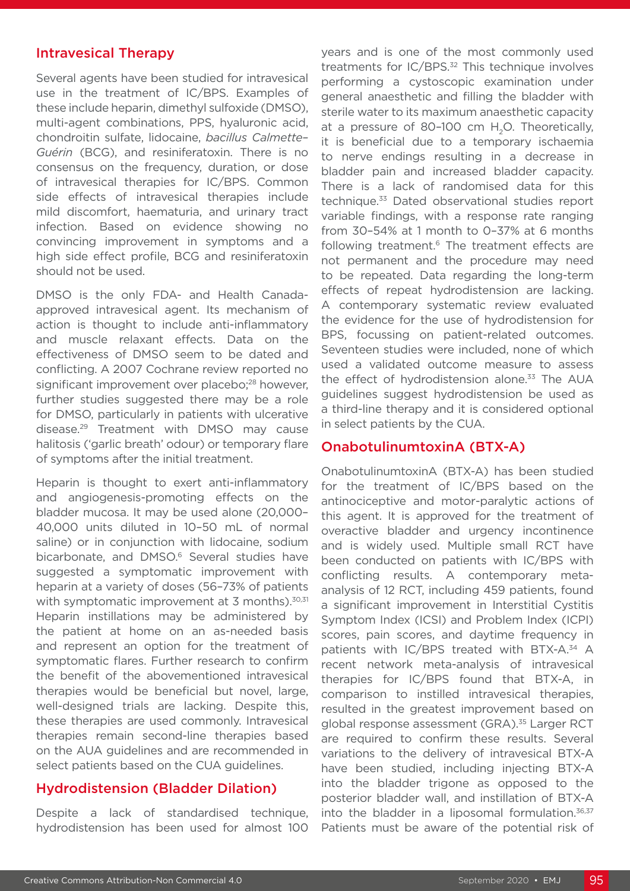## Intravesical Therapy

Several agents have been studied for intravesical use in the treatment of IC/BPS. Examples of these include heparin, dimethyl sulfoxide (DMSO), multi-agent combinations, PPS, hyaluronic acid, chondroitin sulfate, lidocaine, *bacillus Calmette–Guérin* (BCG), and resiniferatoxin. There is no consensus on the frequency, duration, or dose of intravesical therapies for IC/BPS. Common side effects of intravesical therapies include mild discomfort, haematuria, and urinary tract infection. Based on evidence showing no convincing improvement in symptoms and a high side effect profile, BCG and resiniferatoxin should not be used.

DMSO is the only FDA- and Health Canada-approved intravesical agent. Its mechanism of action is thought to include anti-inflammatory and muscle relaxant effects. Data on the effectiveness of DMSO seem to be dated and conflicting. A 2007 Cochrane review reported no significant improvement over placebo;[28] however, further studies suggested there may be a role for DMSO, particularly in patients with ulcerative disease.[29] Treatment with DMSO may cause halitosis ('garlic breath' odour) or temporary flare of symptoms after the initial treatment.

Heparin is thought to exert anti-inflammatory and angiogenesis-promoting effects on the bladder mucosa. It may be used alone (20,000–40,000 units diluted in 10–50 mL of normal saline) or in conjunction with lidocaine, sodium bicarbonate, and DMSO.[6] Several studies have suggested a symptomatic improvement with heparin at a variety of doses (56–73% of patients with symptomatic improvement at 3 months).[30,31] Heparin instillations may be administered by the patient at home on an as-needed basis and represent an option for the treatment of symptomatic flares. Further research to confirm the benefit of the abovementioned intravesical therapies would be beneficial but novel, large, well-designed trials are lacking. Despite this, these therapies are used commonly. Intravesical therapies remain second-line therapies based on the AUA guidelines and are recommended in select patients based on the CUA guidelines.

## Hydrodistension (Bladder Dilation)

Despite a lack of standardised technique, hydrodistension has been used for almost 100 years and is one of the most commonly used treatments for IC/BPS.[32] This technique involves performing a cystoscopic examination under general anaesthetic and filling the bladder with sterile water to its maximum anaesthetic capacity at a pressure of 80–100 cm $H_2O$. Theoretically, it is beneficial due to a temporary ischaemia to nerve endings resulting in a decrease in bladder pain and increased bladder capacity. There is a lack of randomised data for this technique.[33] Dated observational studies report variable findings, with a response rate ranging from 30–54% at 1 month to 0–37% at 6 months following treatment.[6] The treatment effects are not permanent and the procedure may need to be repeated. Data regarding the long-term effects of repeat hydrodistension are lacking. A contemporary systematic review evaluated the evidence for the use of hydrodistension for BPS, focussing on patient-related outcomes. Seventeen studies were included, none of which used a validated outcome measure to assess the effect of hydrodistension alone.[33] The AUA guidelines suggest hydrodistension be used as a third-line therapy and it is considered optional in select patients by the CUA.

## OnabotulinumtoxinA (BTX-A)

OnabotulinumtoxinA (BTX-A) has been studied for the treatment of IC/BPS based on the antinociceptive and motor-paralytic actions of this agent. It is approved for the treatment of overactive bladder and urgency incontinence and is widely used. Multiple small RCT have been conducted on patients with IC/BPS with conflicting results. A contemporary meta-analysis of 12 RCT, including 459 patients, found a significant improvement in Interstitial Cystitis Symptom Index (ICSI) and Problem Index (ICPI) scores, pain scores, and daytime frequency in patients with IC/BPS treated with BTX-A.[34] A recent network meta-analysis of intravesical therapies for IC/BPS found that BTX-A, in comparison to instilled intravesical therapies, resulted in the greatest improvement based on global response assessment (GRA).[35] Larger RCT are required to confirm these results. Several variations to the delivery of intravesical BTX-A have been studied, including injecting BTX-A into the bladder trigone as opposed to the posterior bladder wall, and instillation of BTX-A into the bladder in a liposomal formulation.[36,37] Patients must be aware of the potential risk of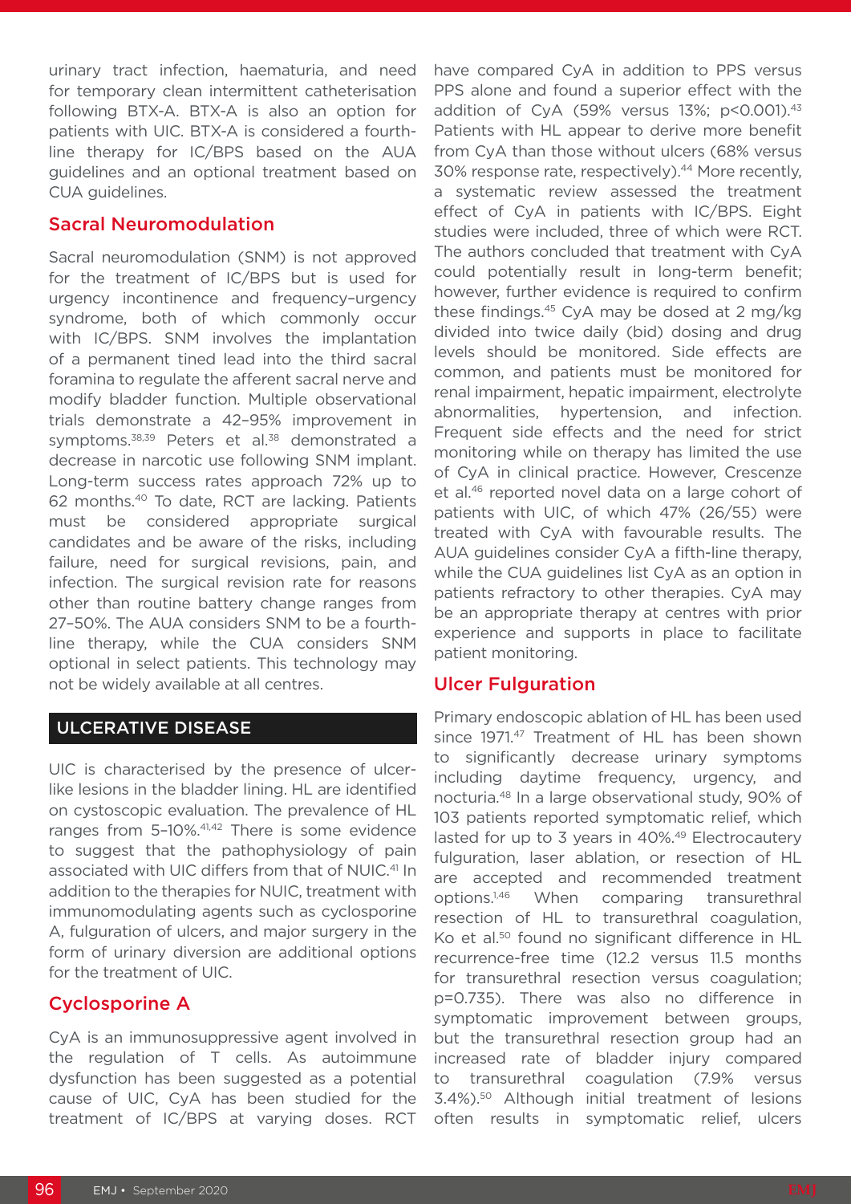urinary tract infection, haematuria, and need for temporary clean intermittent catheterisation following BTX-A. BTX-A is also an option for patients with UIC. BTX-A is considered a fourth-line therapy for IC/BPS based on the AUA guidelines and an optional treatment based on CUA guidelines.

## Sacral Neuromodulation

Sacral neuromodulation (SNM) is not approved for the treatment of IC/BPS but is used for urgency incontinence and frequency–urgency syndrome, both of which commonly occur with IC/BPS. SNM involves the implantation of a permanent tined lead into the third sacral foramina to regulate the afferent sacral nerve and modify bladder function. Multiple observational trials demonstrate a 42–95% improvement in symptoms.[38,39] Peters et al.[38] demonstrated a decrease in narcotic use following SNM implant. Long-term success rates approach 72% up to 62 months.[40] To date, RCT are lacking. Patients must be considered appropriate surgical candidates and be aware of the risks, including failure, need for surgical revisions, pain, and infection. The surgical revision rate for reasons other than routine battery change ranges from 27–50%. The AUA considers SNM to be a fourth-line therapy, while the CUA considers SNM optional in select patients. This technology may not be widely available at all centres.

# ULCERATIVE DISEASE

UIC is characterised by the presence of ulcer-like lesions in the bladder lining. HL are identified on cystoscopic evaluation. The prevalence of HL ranges from 5–10%.[41,42] There is some evidence to suggest that the pathophysiology of pain associated with UIC differs from that of NUIC.[41] In addition to the therapies for NUIC, treatment with immunomodulating agents such as cyclosporine A, fulguration of ulcers, and major surgery in the form of urinary diversion are additional options for the treatment of UIC.

## Cyclosporine A

CyA is an immunosuppressive agent involved in the regulation of T cells. As autoimmune dysfunction has been suggested as a potential cause of UIC, CyA has been studied for the treatment of IC/BPS at varying doses. RCT have compared CyA in addition to PPS versus PPS alone and found a superior effect with the addition of CyA (59% versus 13%; $p<0.001$).[43] Patients with HL appear to derive more benefit from CyA than those without ulcers (68% versus 30% response rate, respectively).[44] More recently, a systematic review assessed the treatment effect of CyA in patients with IC/BPS. Eight studies were included, three of which were RCT. The authors concluded that treatment with CyA could potentially result in long-term benefit; however, further evidence is required to confirm these findings.[45] CyA may be dosed at 2 mg/kg divided into twice daily (bid) dosing and drug levels should be monitored. Side effects are common, and patients must be monitored for renal impairment, hepatic impairment, electrolyte abnormalities, hypertension, and infection. Frequent side effects and the need for strict monitoring while on therapy has limited the use of CyA in clinical practice. However, Crescenze et al.[46] reported novel data on a large cohort of patients with UIC, of which 47% (26/55) were treated with CyA with favourable results. The AUA guidelines consider CyA a fifth-line therapy, while the CUA guidelines list CyA as an option in patients refractory to other therapies. CyA may be an appropriate therapy at centres with prior experience and supports in place to facilitate patient monitoring.

## Ulcer Fulguration

Primary endoscopic ablation of HL has been used since 1971.[47] Treatment of HL has been shown to significantly decrease urinary symptoms including daytime frequency, urgency, and nocturia.[48] In a large observational study, 90% of 103 patients reported symptomatic relief, which lasted for up to 3 years in 40%.[49] Electrocautery fulguration, laser ablation, or resection of HL are accepted and recommended treatment options.[1,46] When comparing transurethral resection of HL to transurethral coagulation, Ko et al.[50] found no significant difference in HL recurrence-free time (12.2 versus 11.5 months for transurethral resection versus coagulation; $p=0.735$). There was also no difference in symptomatic improvement between groups, but the transurethral resection group had an increased rate of bladder injury compared to transurethral coagulation (7.9% versus 3.4%).[50] Although initial treatment of lesions often results in symptomatic relief, ulcers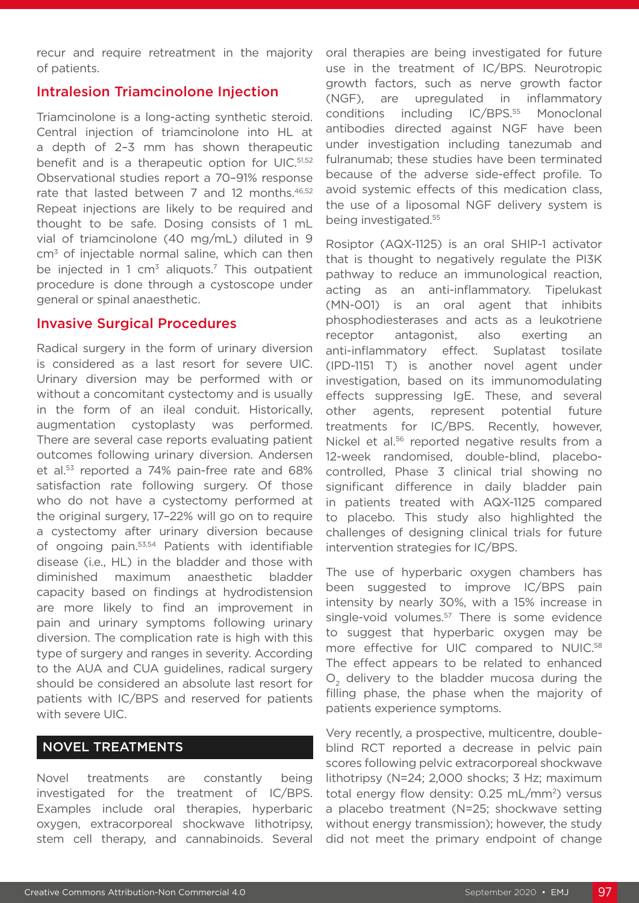recur and require retreatment in the majority of patients.

## Intralesion Triamcinolone Injection

Triamcinolone is a long-acting synthetic steroid. Central injection of triamcinolone into HL at a depth of 2–3 mm has shown therapeutic benefit and is a therapeutic option for UIC.[51,52] Observational studies report a 70–91% response rate that lasted between 7 and 12 months.[46,52] Repeat injections are likely to be required and thought to be safe. Dosing consists of 1 mL vial of triamcinolone (40 mg/mL) diluted in 9 $cm^3$ of injectable normal saline, which can then be injected in 1 $cm^3$ aliquots.[7] This outpatient procedure is done through a cystoscope under general or spinal anaesthetic.

## Invasive Surgical Procedures

Radical surgery in the form of urinary diversion is considered as a last resort for severe UIC. Urinary diversion may be performed with or without a concomitant cystectomy and is usually in the form of an ileal conduit. Historically, augmentation cystoplasty was performed. There are several case reports evaluating patient outcomes following urinary diversion. Andersen et al.[53] reported a 74% pain-free rate and 68% satisfaction rate following surgery. Of those who do not have a cystectomy performed at the original surgery, 17–22% will go on to require a cystectomy after urinary diversion because of ongoing pain.[53,54] Patients with identifiable disease (i.e., HL) in the bladder and those with diminished maximum anaesthetic bladder capacity based on findings at hydrodistension are more likely to find an improvement in pain and urinary symptoms following urinary diversion. The complication rate is high with this type of surgery and ranges in severity. According to the AUA and CUA guidelines, radical surgery should be considered an absolute last resort for patients with IC/BPS and reserved for patients with severe UIC.

# NOVEL TREATMENTS

Novel treatments are constantly being investigated for the treatment of IC/BPS. Examples include oral therapies, hyperbaric oxygen, extracorporeal shockwave lithotripsy, stem cell therapy, and cannabinoids. Several oral therapies are being investigated for future use in the treatment of IC/BPS. Neurotropic growth factors, such as nerve growth factor (NGF), are upregulated in inflammatory conditions including IC/BPS.[55] Monoclonal antibodies directed against NGF have been under investigation including tanezumab and fulranumab; these studies have been terminated because of the adverse side-effect profile. To avoid systemic effects of this medication class, the use of a liposomal NGF delivery system is being investigated.[55]

Rosiptor (AQX-1125) is an oral SHIP-1 activator that is thought to negatively regulate the PI3K pathway to reduce an immunological reaction, acting as an anti-inflammatory. Tipelukast (MN-001) is an oral agent that inhibits phosphodiesterases and acts as a leukotriene receptor antagonist, also exerting an anti-inflammatory effect. Suplatast tosilate (IPD-1151 T) is another novel agent under investigation, based on its immunomodulating effects suppressing IgE. These, and several other agents, represent potential future treatments for IC/BPS. Recently, however, Nickel et al.[56] reported negative results from a 12-week randomised, double-blind, placebo-controlled, Phase 3 clinical trial showing no significant difference in daily bladder pain in patients treated with AQX-1125 compared to placebo. This study also highlighted the challenges of designing clinical trials for future intervention strategies for IC/BPS.

The use of hyperbaric oxygen chambers has been suggested to improve IC/BPS pain intensity by nearly 30%, with a 15% increase in single-void volumes.[57] There is some evidence to suggest that hyperbaric oxygen may be more effective for UIC compared to NUIC.[58] The effect appears to be related to enhanced $O_2$ delivery to the bladder mucosa during the filling phase, the phase when the majority of patients experience symptoms.

Very recently, a prospective, multicentre, double-blind RCT reported a decrease in pelvic pain scores following pelvic extracorporeal shockwave lithotripsy (N=24; 2,000 shocks; 3 Hz; maximum total energy flow density: 0.25 $mL/mm^2$) versus a placebo treatment (N=25; shockwave setting without energy transmission); however, the study did not meet the primary endpoint of change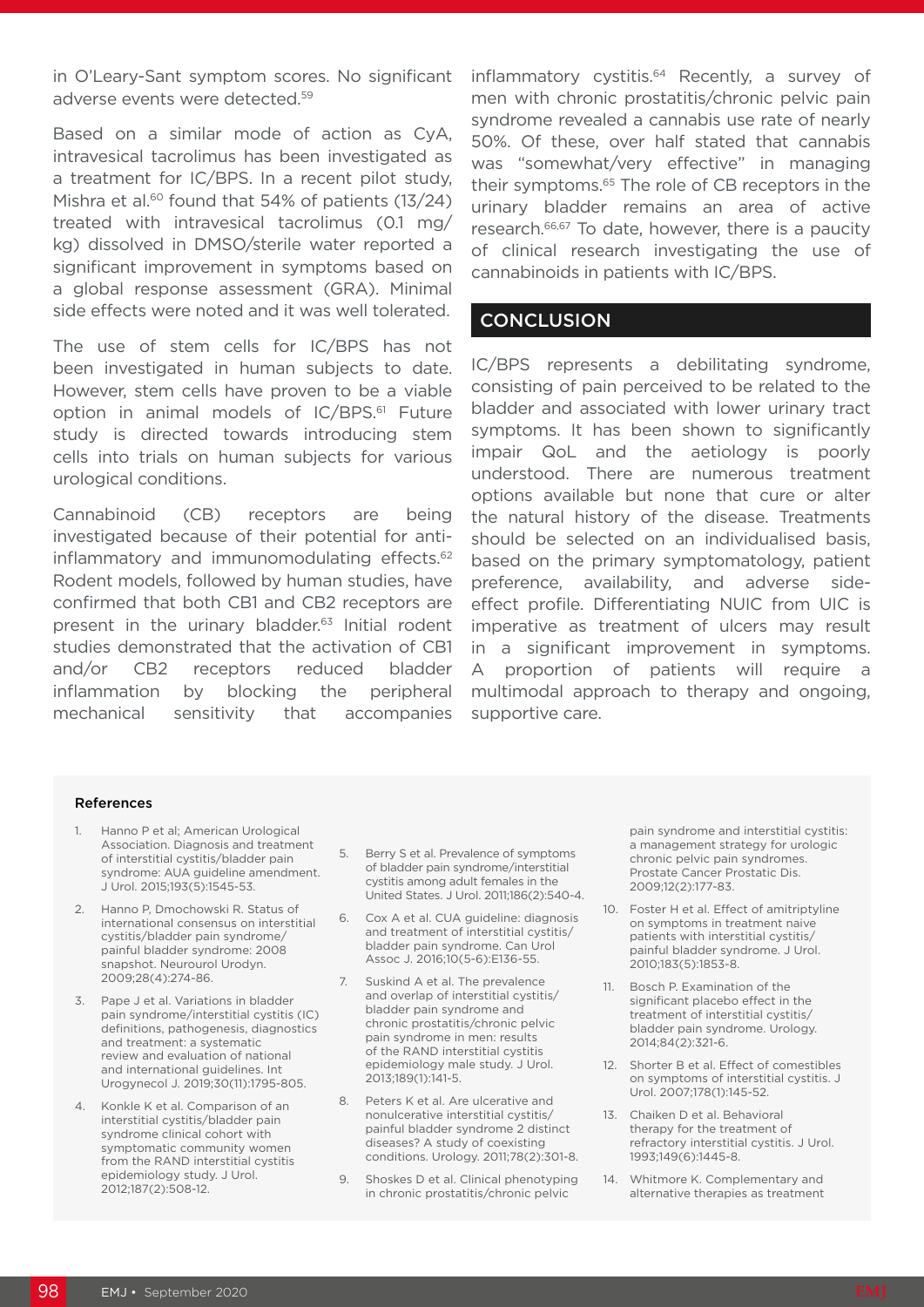in O'Leary-Sant symptom scores. No significant adverse events were detected.[59]

Based on a similar mode of action as CyA, intravesical tacrolimus has been investigated as a treatment for IC/BPS. In a recent pilot study, Mishra et al.[60] found that 54% of patients (13/24) treated with intravesical tacrolimus (0.1 mg/kg) dissolved in DMSO/sterile water reported a significant improvement in symptoms based on a global response assessment (GRA). Minimal side effects were noted and it was well tolerated.

The use of stem cells for IC/BPS has not been investigated in human subjects to date. However, stem cells have proven to be a viable option in animal models of IC/BPS.[61] Future study is directed towards introducing stem cells into trials on human subjects for various urological conditions.

Cannabinoid (CB) receptors are being investigated because of their potential for anti-inflammatory and immunomodulating effects.[62] Rodent models, followed by human studies, have confirmed that both CB1 and CB2 receptors are present in the urinary bladder.[63] Initial rodent studies demonstrated that the activation of CB1 and/or CB2 receptors reduced bladder inflammation by blocking the peripheral mechanical sensitivity that accompanies inflammatory cystitis.[64] Recently, a survey of men with chronic prostatitis/chronic pelvic pain syndrome revealed a cannabis use rate of nearly 50%. Of these, over half stated that cannabis was "somewhat/very effective" in managing their symptoms.[65] The role of CB receptors in the urinary bladder remains an area of active research.[66,67] To date, however, there is a paucity of clinical research investigating the use of cannabinoids in patients with IC/BPS.

## CONCLUSION

IC/BPS represents a debilitating syndrome, consisting of pain perceived to be related to the bladder and associated with lower urinary tract symptoms. It has been shown to significantly impair QoL and the aetiology is poorly understood. There are numerous treatment options available but none that cure or alter the natural history of the disease. Treatments should be selected on an individualised basis, based on the primary symptomatology, patient preference, availability, and adverse side-effect profile. Differentiating NUIC from UIC is imperative as treatment of ulcers may result in a significant improvement in symptoms. A proportion of patients will require a multimodal approach to therapy and ongoing, supportive care.

### References

1. Hanno P et al; American Urological Association. Diagnosis and treatment of interstitial cystitis/bladder pain syndrome: AUA guideline amendment. J Urol. 2015;193(5):1545-53.
2. Hanno P, Dmochowski R. Status of international consensus on interstitial cystitis/bladder pain syndrome/painful bladder syndrome: 2008 snapshot. Neurourol Urodyn. 2009;28(4):274-86.
3. Pape J et al. Variations in bladder pain syndrome/interstitial cystitis (IC) definitions, pathogenesis, diagnostics and treatment: a systematic review and evaluation of national and international guidelines. Int Urogynecol J. 2019;30(11):1795-805.
4. Konkle K et al. Comparison of an interstitial cystitis/bladder pain syndrome clinical cohort with symptomatic community women from the RAND interstitial cystitis epidemiology study. J Urol. 2012;187(2):508-12.
5. Berry S et al. Prevalence of symptoms of bladder pain syndrome/interstitial cystitis among adult females in the United States. J Urol. 2011;186(2):540-4.
6. Cox A et al. CUA guideline: diagnosis and treatment of interstitial cystitis/bladder pain syndrome. Can Urol Assoc J. 2016;10(5-6):E136-55.
7. Suskind A et al. The prevalence and overlap of interstitial cystitis/bladder pain syndrome and chronic prostatitis/chronic pelvic pain syndrome in men: results of the RAND interstitial cystitis epidemiology male study. J Urol. 2013;189(1):141-5.
8. Peters K et al. Are ulcerative and nonulcerative interstitial cystitis/painful bladder syndrome 2 distinct diseases? A study of coexisting conditions. Urology. 2011;78(2):301-8.
9. Shoskes D et al. Clinical phenotyping in chronic prostatitis/chronic pelvic pain syndrome and interstitial cystitis: a management strategy for urologic chronic pelvic pain syndromes. Prostate Cancer Prostatic Dis. 2009;12(2):177-83.
10. Foster H et al. Effect of amitriptyline on symptoms in treatment naive patients with interstitial cystitis/painful bladder syndrome. J Urol. 2010;183(5):1853-8.
11. Bosch P. Examination of the significant placebo effect in the treatment of interstitial cystitis/bladder pain syndrome. Urology. 2014;84(2):321-6.
12. Shorter B et al. Effect of comestibles on symptoms of interstitial cystitis. J Urol. 2007;178(1):145-52.
13. Chaiken D et al. Behavioral therapy for the treatment of refractory interstitial cystitis. J Urol. 1993;149(6):1445-8.
14. Whitmore K. Complementary and alternative therapies as treatment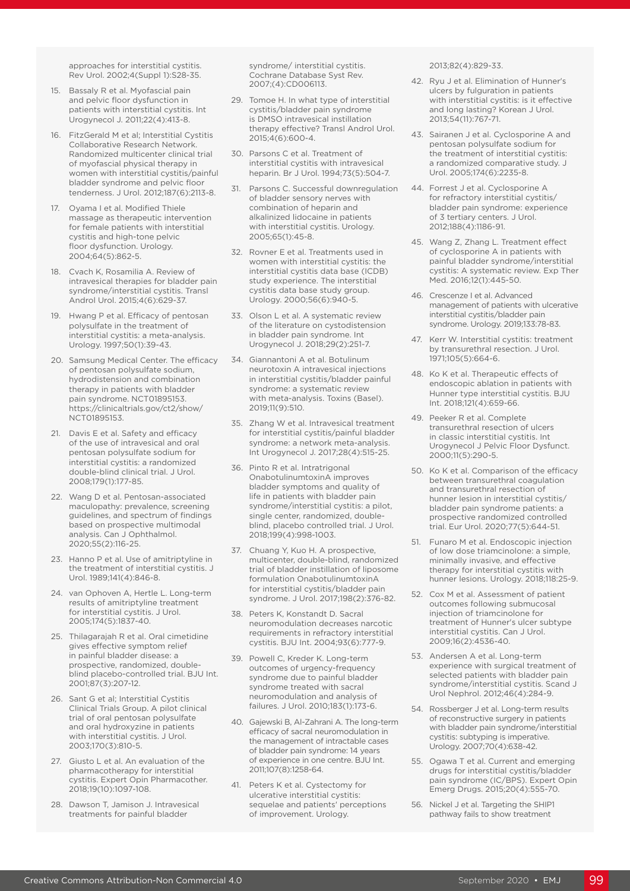approaches for interstitial cystitis. Rev Urol. 2002;4(Suppl 1):S28-35.

15. Bassaly R et al. Myofascial pain and pelvic floor dysfunction in patients with interstitial cystitis. Int Urogynecol J. 2011;22(4):413-8.
16. FitzGerald M et al; Interstitial Cystitis Collaborative Research Network. Randomized multicenter clinical trial of myofascial physical therapy in women with interstitial cystitis/painful bladder syndrome and pelvic floor tenderness. J Urol. 2012;187(6):2113-8.
17. Oyama I et al. Modified Thiele massage as therapeutic intervention for female patients with interstitial cystitis and high-tone pelvic floor dysfunction. Urology. 2004;64(5):862-5.
18. Cvach K, Rosamilia A. Review of intravesical therapies for bladder pain syndrome/interstitial cystitis. Transl Androl Urol. 2015;4(6):629-37.
19. Hwang P et al. Efficacy of pentosan polysulfate in the treatment of interstitial cystitis: a meta-analysis. Urology. 1997;50(1):39-43.
20. Samsung Medical Center. The efficacy of pentosan polysulfate sodium, hydrodistension and combination therapy in patients with bladder pain syndrome. NCT01895153. https://clinicaltrials.gov/ct2/show/NCT01895153.
21. Davis E et al. Safety and efficacy of the use of intravesical and oral pentosan polysulfate sodium for interstitial cystitis: a randomized double-blind clinical trial. J Urol. 2008;179(1):177-85.
22. Wang D et al. Pentosan-associated maculopathy: prevalence, screening guidelines, and spectrum of findings based on prospective multimodal analysis. Can J Ophthalmol. 2020;55(2):116-25.
23. Hanno P et al. Use of amitriptyline in the treatment of interstitial cystitis. J Urol. 1989;141(4):846-8.
24. van Ophoven A, Hertle L. Long-term results of amitriptyline treatment for interstitial cystitis. J Urol. 2005;174(5):1837-40.
25. Thilagarajah R et al. Oral cimetidine gives effective symptom relief in painful bladder disease: a prospective, randomized, double-blind placebo-controlled trial. BJU Int. 2001;87(3):207-12.
26. Sant G et al; Interstitial Cystitis Clinical Trials Group. A pilot clinical trial of oral pentosan polysulfate and oral hydroxyzine in patients with interstitial cystitis. J Urol. 2003;170(3):810-5.
27. Giusto L et al. An evaluation of the pharmacotherapy for interstitial cystitis. Expert Opin Pharmacother. 2018;19(10):1097-108.
28. Dawson T, Jamison J. Intravesical treatments for painful bladder syndrome/ interstitial cystitis. Cochrane Database Syst Rev. 2007;(4):CD006113.
29. Tomoe H. In what type of interstitial cystitis/bladder pain syndrome is DMSO intravesical instillation therapy effective? Transl Androl Urol. 2015;4(6):600-4.
30. Parsons C et al. Treatment of interstitial cystitis with intravesical heparin. Br J Urol. 1994;73(5):504-7.
31. Parsons C. Successful downregulation of bladder sensory nerves with combination of heparin and alkalinized lidocaine in patients with interstitial cystitis. Urology. 2005;65(1):45-8.
32. Rovner E et al. Treatments used in women with interstitial cystitis: the interstitial cystitis data base (ICDB) study experience. The interstitial cystitis data base study group. Urology. 2000;56(6):940-5.
33. Olson L et al. A systematic review of the literature on cystodistension in bladder pain syndrome. Int Urogynecol J. 2018;29(2):251-7.
34. Giannantoni A et al. Botulinum neurotoxin A intravesical injections in interstitial cystitis/bladder painful syndrome: a systematic review with meta-analysis. Toxins (Basel). 2019;11(9):510.
35. Zhang W et al. Intravesical treatment for interstitial cystitis/painful bladder syndrome: a network meta-analysis. Int Urogynecol J. 2017;28(4):515-25.
36. Pinto R et al. Intratrigonal OnabotulinumtoxinA improves bladder symptoms and quality of life in patients with bladder pain syndrome/interstitial cystitis: a pilot, single center, randomized, double-blind, placebo controlled trial. J Urol. 2018;199(4):998-1003.
37. Chuang Y, Kuo H. A prospective, multicenter, double-blind, randomized trial of bladder instillation of liposome formulation OnabotulinumtoxinA for interstitial cystitis/bladder pain syndrome. J Urol. 2017;198(2):376-82.
38. Peters K, Konstandt D. Sacral neuromodulation decreases narcotic requirements in refractory interstitial cystitis. BJU Int. 2004;93(6):777-9.
39. Powell C, Kreder K. Long-term outcomes of urgency-frequency syndrome due to painful bladder syndrome treated with sacral neuromodulation and analysis of failures. J Urol. 2010;183(1):173-6.
40. Gajewski B, Al-Zahrani A. The long-term efficacy of sacral neuromodulation in the management of intractable cases of bladder pain syndrome: 14 years of experience in one centre. BJU Int. 2011;107(8):1258-64.
41. Peters K et al. Cystectomy for ulcerative interstitial cystitis: sequelae and patients' perceptions of improvement. Urology. 2013;82(4):829-33.
42. Ryu J et al. Elimination of Hunner's ulcers by fulguration in patients with interstitial cystitis: is it effective and long lasting? Korean J Urol. 2013;54(11):767-71.
43. Sairanen J et al. Cyclosporine A and pentosan polysulfate sodium for the treatment of interstitial cystitis: a randomized comparative study. J Urol. 2005;174(6):2235-8.
44. Forrest J et al. Cyclosporine A for refractory interstitial cystitis/bladder pain syndrome: experience of 3 tertiary centers. J Urol. 2012;188(4):1186-91.
45. Wang Z, Zhang L. Treatment effect of cyclosporine A in patients with painful bladder syndrome/interstitial cystitis: A systematic review. Exp Ther Med. 2016;12(1):445-50.
46. Crescenze I et al. Advanced management of patients with ulcerative interstitial cystitis/bladder pain syndrome. Urology. 2019;133:78-83.
47. Kerr W. Interstitial cystitis: treatment by transurethral resection. J Urol. 1971;105(5):664-6.
48. Ko K et al. Therapeutic effects of endoscopic ablation in patients with Hunner type interstitial cystitis. BJU Int. 2018;121(4):659-66.
49. Peeker R et al. Complete transurethral resection of ulcers in classic interstitial cystitis. Int Urogynecol J Pelvic Floor Dysfunct. 2000;11(5):290-5.
50. Ko K et al. Comparison of the efficacy between transurethral coagulation and transurethral resection of hunner lesion in interstitial cystitis/bladder pain syndrome patients: a prospective randomized controlled trial. Eur Urol. 2020;77(5):644-51.
51. Funaro M et al. Endoscopic injection of low dose triamcinolone: a simple, minimally invasive, and effective therapy for interstitial cystitis with hunner lesions. Urology. 2018;118:25-9.
52. Cox M et al. Assessment of patient outcomes following submucosal injection of triamcinolone for treatment of Hunner's ulcer subtype interstitial cystitis. Can J Urol. 2009;16(2):4536-40.
53. Andersen A et al. Long-term experience with surgical treatment of selected patients with bladder pain syndrome/interstitial cystitis. Scand J Urol Nephrol. 2012;46(4):284-9.
54. Rossberger J et al. Long-term results of reconstructive surgery in patients with bladder pain syndrome/interstitial cystitis: subtyping is imperative. Urology. 2007;70(4):638-42.
55. Ogawa T et al. Current and emerging drugs for interstitial cystitis/bladder pain syndrome (IC/BPS). Expert Opin Emerg Drugs. 2015;20(4):555-70.
56. Nickel J et al. Targeting the SHIP1 pathway fails to show treatment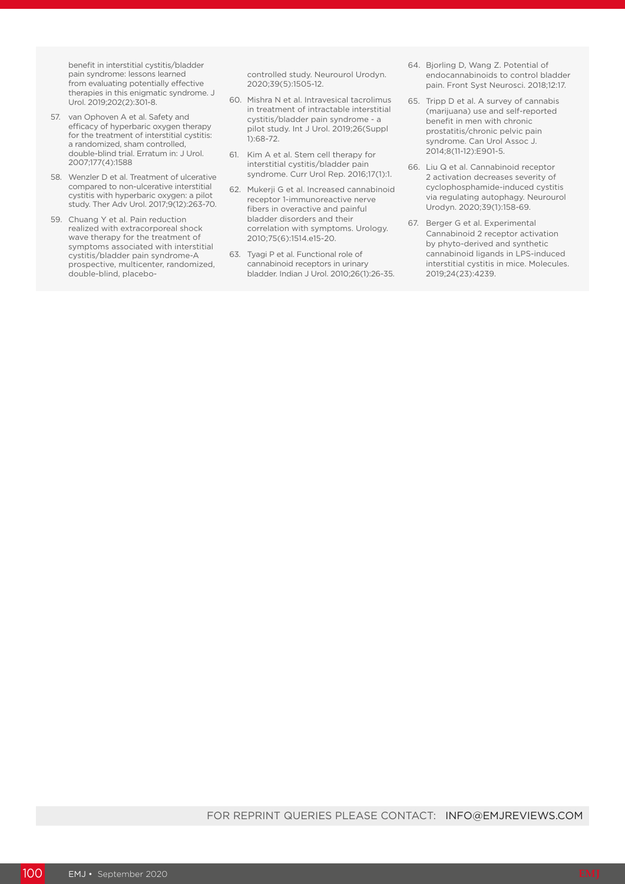benefit in interstitial cystitis/bladder pain syndrome: lessons learned from evaluating potentially effective therapies in this enigmatic syndrome. J Urol. 2019;202(2):301-8.

57. van Ophoven A et al. Safety and efficacy of hyperbaric oxygen therapy for the treatment of interstitial cystitis: a randomized, sham controlled, double-blind trial. Erratum in: J Urol. 2007;177(4):1588

58. Wenzler D et al. Treatment of ulcerative compared to non-ulcerative interstitial cystitis with hyperbaric oxygen: a pilot study. Ther Adv Urol. 2017;9(12):263-70.

59. Chuang Y et al. Pain reduction realized with extracorporeal shock wave therapy for the treatment of symptoms associated with interstitial cystitis/bladder pain syndrome-A prospective, multicenter, randomized, double-blind, placebo-controlled study. Neurourol Urodyn. 2020;39(5):1505-12.

60. Mishra N et al. Intravesical tacrolimus in treatment of intractable interstitial cystitis/bladder pain syndrome - a pilot study. Int J Urol. 2019;26(Suppl 1):68-72.

61. Kim A et al. Stem cell therapy for interstitial cystitis/bladder pain syndrome. Curr Urol Rep. 2016;17(1):1.

62. Mukerji G et al. Increased cannabinoid receptor 1-immunoreactive nerve fibers in overactive and painful bladder disorders and their correlation with symptoms. Urology. 2010;75(6):1514.e15-20.

63. Tyagi P et al. Functional role of cannabinoid receptors in urinary bladder. Indian J Urol. 2010;26(1):26-35.

64. Bjorling D, Wang Z. Potential of endocannabinoids to control bladder pain. Front Syst Neurosci. 2018;12:17.

65. Tripp D et al. A survey of cannabis (marijuana) use and self-reported benefit in men with chronic prostatitis/chronic pelvic pain syndrome. Can Urol Assoc J. 2014;8(11-12):E901-5.

66. Liu Q et al. Cannabinoid receptor 2 activation decreases severity of cyclophosphamide-induced cystitis via regulating autophagy. Neurourol Urodyn. 2020;39(1):158-69.

67. Berger G et al. Experimental Cannabinoid 2 receptor activation by phyto-derived and synthetic cannabinoid ligands in LPS-induced interstitial cystitis in mice. Molecules. 2019;24(23):4239.

FOR REPRINT QUERIES PLEASE CONTACT: INFO@EMJREVIEWS.COM